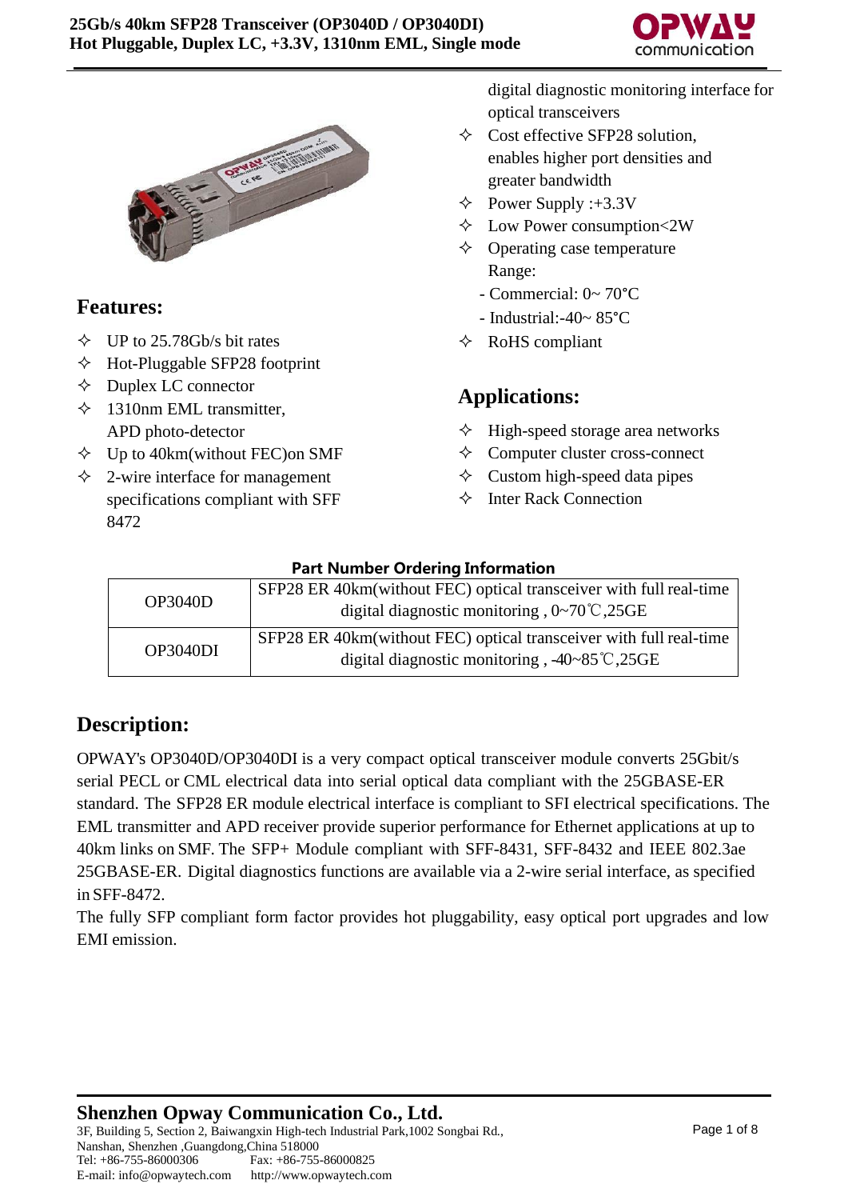# 25Gb/s 40km SFP28 Transceiver (OP3040D / OP3040DI)
**Hot Pluggable, Duplex LC, +3.3V, 1310nm EML, Single mode**

## Features:

- ✧ UP to 25.78Gb/s bit rates
- ✧ Hot-Pluggable SFP28 footprint
- ✧ Duplex LC connector
- ✧ 1310nm EML transmitter, APD photo-detector
- ✧ Up to 40km(without FEC)on SMF
- ✧ 2-wire interface for management specifications compliant with SFF 8472 digital diagnostic monitoring interface for optical transceivers
- ✧ Cost effective SFP28 solution, enables higher port densities and greater bandwidth
- ✧ Power Supply :+3.3V
- ✧ Low Power consumption<2W
- ✧ Operating case temperature Range:
  - Commercial: 0~ 70°C
  - Industrial:-40~ 85°C
- ✧ RoHS compliant

## Applications:

- ✧ High-speed storage area networks
- ✧ Computer cluster cross-connect
- ✧ Custom high-speed data pipes
- ✧ Inter Rack Connection

**Part Number Ordering Information**

| Part Number | Description |
|---|---|
| OP3040D | SFP28 ER 40km(without FEC) optical transceiver with full real-time digital diagnostic monitoring , 0~70℃,25GE |
| OP3040DI | SFP28 ER 40km(without FEC) optical transceiver with full real-time digital diagnostic monitoring , -40~85℃,25GE |

## Description:

OPWAY's OP3040D/OP3040DI is a very compact optical transceiver module converts 25Gbit/s serial PECL or CML electrical data into serial optical data compliant with the 25GBASE-ER standard. The SFP28 ER module electrical interface is compliant to SFI electrical specifications. The EML transmitter and APD receiver provide superior performance for Ethernet applications at up to 40km links on SMF. The SFP+ Module compliant with SFF-8431, SFF-8432 and IEEE 802.3ae 25GBASE-ER. Digital diagnostics functions are available via a 2-wire serial interface, as specified in SFF-8472.

The fully SFP compliant form factor provides hot pluggability, easy optical port upgrades and low EMI emission.

**Shenzhen Opway Communication Co., Ltd.**
3F, Building 5, Section 2, Baiwangxin High-tech Industrial Park,1002 Songbai Rd., Nanshan, Shenzhen ,Guangdong,China 518000
Tel: +86-755-86000306 Fax: +86-755-86000825
E-mail: info@opwaytech.com http://www.opwaytech.com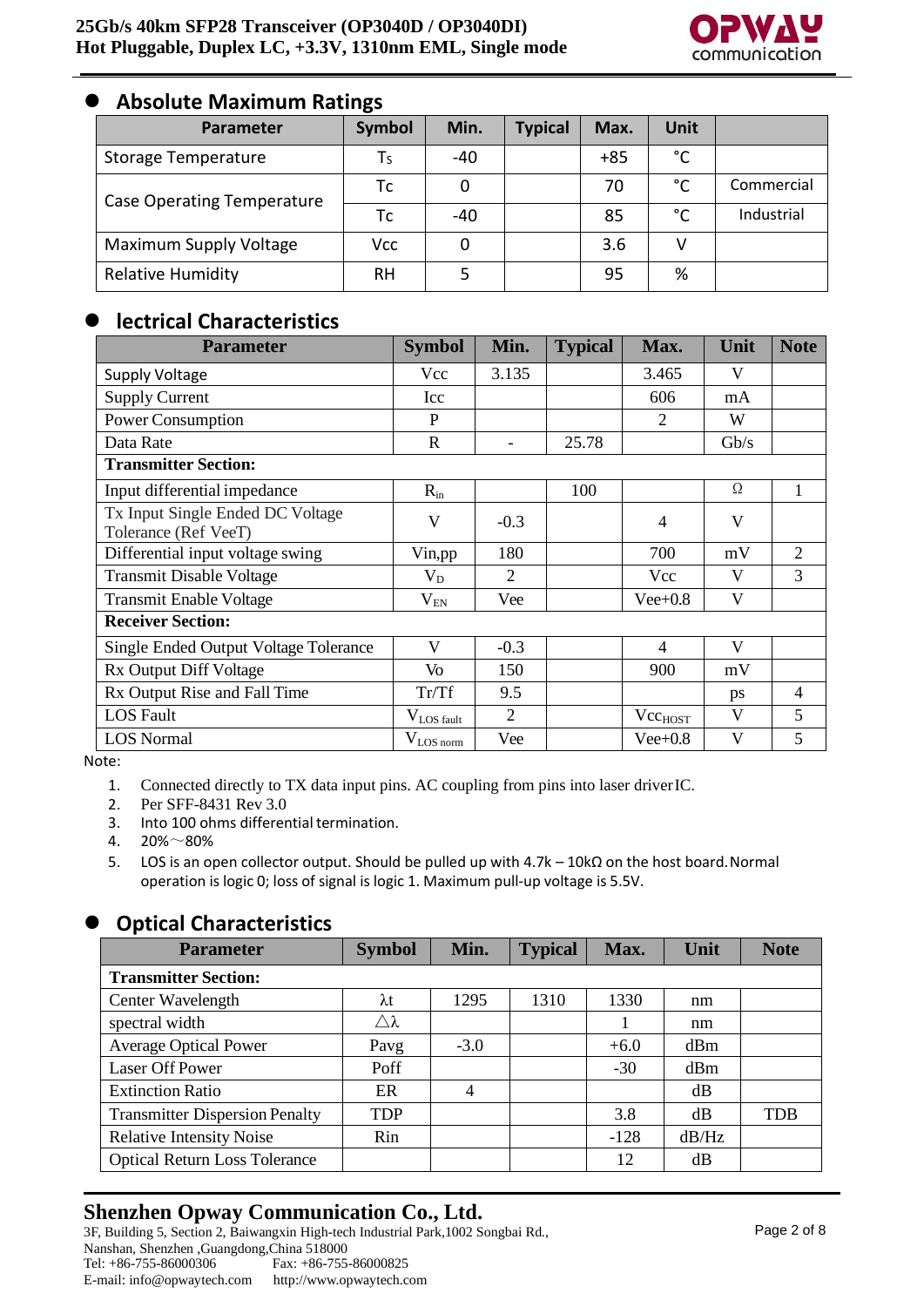## Absolute Maximum Ratings

| Parameter | Symbol | Min. | Typical | Max. | Unit | |
|---|---|---|---|---|---|---|
| Storage Temperature | $T_S$ | -40 | | +85 | °C | |
| Case Operating Temperature | Tc | 0 | | 70 | °C | Commercial |
| | Tc | -40 | | 85 | °C | Industrial |
| Maximum Supply Voltage | Vcc | 0 | | 3.6 | V | |
| Relative Humidity | RH | 5 | | 95 | % | |

## lectrical Characteristics

| Parameter | Symbol | Min. | Typical | Max. | Unit | Note |
|---|---|---|---|---|---|---|
| Supply Voltage | Vcc | 3.135 | | 3.465 | V | |
| Supply Current | Icc | | | 606 | mA | |
| Power Consumption | P | | | 2 | W | |
| Data Rate | R | - | 25.78 | | Gb/s | |
| **Transmitter Section:** | | | | | | |
| Input differential impedance | $R_{in}$ | | 100 | | Ω | 1 |
| Tx Input Single Ended DC Voltage Tolerance (Ref VeeT) | V | -0.3 | | 4 | V | |
| Differential input voltage swing | Vin,pp | 180 | | 700 | mV | 2 |
| Transmit Disable Voltage | $V_D$ | 2 | | Vcc | V | 3 |
| Transmit Enable Voltage | $V_{EN}$ | Vee | | Vee+0.8 | V | |
| **Receiver Section:** | | | | | | |
| Single Ended Output Voltage Tolerance | V | -0.3 | | 4 | V | |
| Rx Output Diff Voltage | Vo | 150 | | 900 | mV | |
| Rx Output Rise and Fall Time | Tr/Tf | 9.5 | | | ps | 4 |
| LOS Fault | $V_{LOS\ fault}$ | 2 | | $Vcc_{HOST}$ | V | 5 |
| LOS Normal | $V_{LOS\ norm}$ | Vee | | Vee+0.8 | V | 5 |

Note:

1. Connected directly to TX data input pins. AC coupling from pins into laser driverIC.
2. Per SFF-8431 Rev 3.0
3. Into 100 ohms differential termination.
4. 20%～80%
5. LOS is an open collector output. Should be pulled up with 4.7k – 10kΩ on the host board. Normal operation is logic 0; loss of signal is logic 1. Maximum pull-up voltage is 5.5V.

## Optical Characteristics

| Parameter | Symbol | Min. | Typical | Max. | Unit | Note |
|---|---|---|---|---|---|---|
| **Transmitter Section:** | | | | | | |
| Center Wavelength | λt | 1295 | 1310 | 1330 | nm | |
| spectral width | △λ | | | 1 | nm | |
| Average Optical Power | Pavg | -3.0 | | +6.0 | dBm | |
| Laser Off Power | Poff | | | -30 | dBm | |
| Extinction Ratio | ER | 4 | | | dB | |
| Transmitter Dispersion Penalty | TDP | | | 3.8 | dB | TDB |
| Relative Intensity Noise | Rin | | | -128 | dB/Hz | |
| Optical Return Loss Tolerance | | | | 12 | dB | |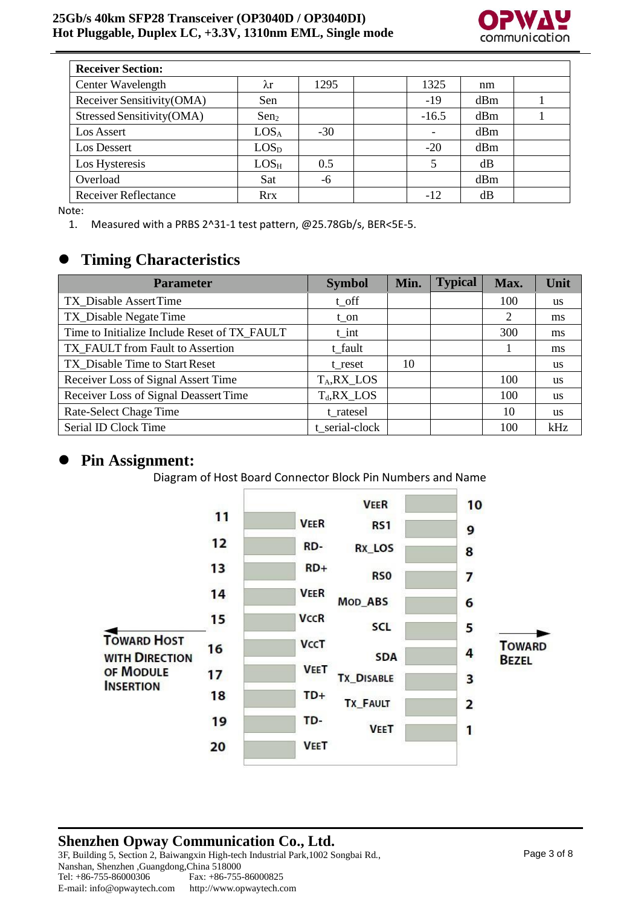| Receiver Section: | | | | | | |
|---|---|---|---|---|---|---|
| Center Wavelength | λr | 1295 | | 1325 | nm | |
| Receiver Sensitivity(OMA) | Sen | | | -19 | dBm | 1 |
| Stressed Sensitivity(OMA) | $Sen_2$ | | | -16.5 | dBm | 1 |
| Los Assert | $LOS_A$ | -30 | | - | dBm | |
| Los Dessert | $LOS_D$ | | | -20 | dBm | |
| Los Hysteresis | $LOS_H$ | 0.5 | | 5 | dB | |
| Overload | Sat | -6 | | | dBm | |
| Receiver Reflectance | Rrx | | | -12 | dB | |

Note:

1. Measured with a PRBS 2^31-1 test pattern, @25.78Gb/s, BER<5E-5.

## Timing Characteristics

| Parameter | Symbol | Min. | Typical | Max. | Unit |
|---|---|---|---|---|---|
| TX_Disable Assert Time | t_off | | | 100 | us |
| TX_Disable Negate Time | t_on | | | 2 | ms |
| Time to Initialize Include Reset of TX_FAULT | t_int | | | 300 | ms |
| TX_FAULT from Fault to Assertion | t_fault | | | 1 | ms |
| TX_Disable Time to Start Reset | t_reset | 10 | | | us |
| Receiver Loss of Signal Assert Time | $T_A$,RX_LOS | | | 100 | us |
| Receiver Loss of Signal Deassert Time | $T_d$,RX_LOS | | | 100 | us |
| Rate-Select Chage Time | t_ratesel | | | 10 | us |
| Serial ID Clock Time | t_serial-clock | | | 100 | kHz |

## Pin Assignment:

Diagram of Host Board Connector Block Pin Numbers and Name

| Pin | Name | Pin | Name |
|---|---|---|---|
| 11 | VEER | 10 | VEER |
| 12 | RD- | 9 | RS1 |
| 13 | RD+ | 8 | RX_LOS |
| 14 | VEER | 7 | RS0 |
| 15 | VCCR | 6 | MOD_ABS |
| 16 | VCCT | 5 | SCL |
| 17 | VEET | 4 | SDA |
| 18 | TD+ | 3 | TX_DISABLE |
| 19 | TD- | 2 | TX_FAULT |
| 20 | VEET | 1 | VEET |

← TOWARD HOST WITH DIRECTION OF MODULE INSERTION

TOWARD BEZEL →

**Shenzhen Opway Communication Co., Ltd.**

3F, Building 5, Section 2, Baiwangxin High-tech Industrial Park,1002 Songbai Rd., Nanshan, Shenzhen ,Guangdong,China 518000

Tel: +86-755-86000306 Fax: +86-755-86000825

E-mail: info@opwaytech.com http://www.opwaytech.com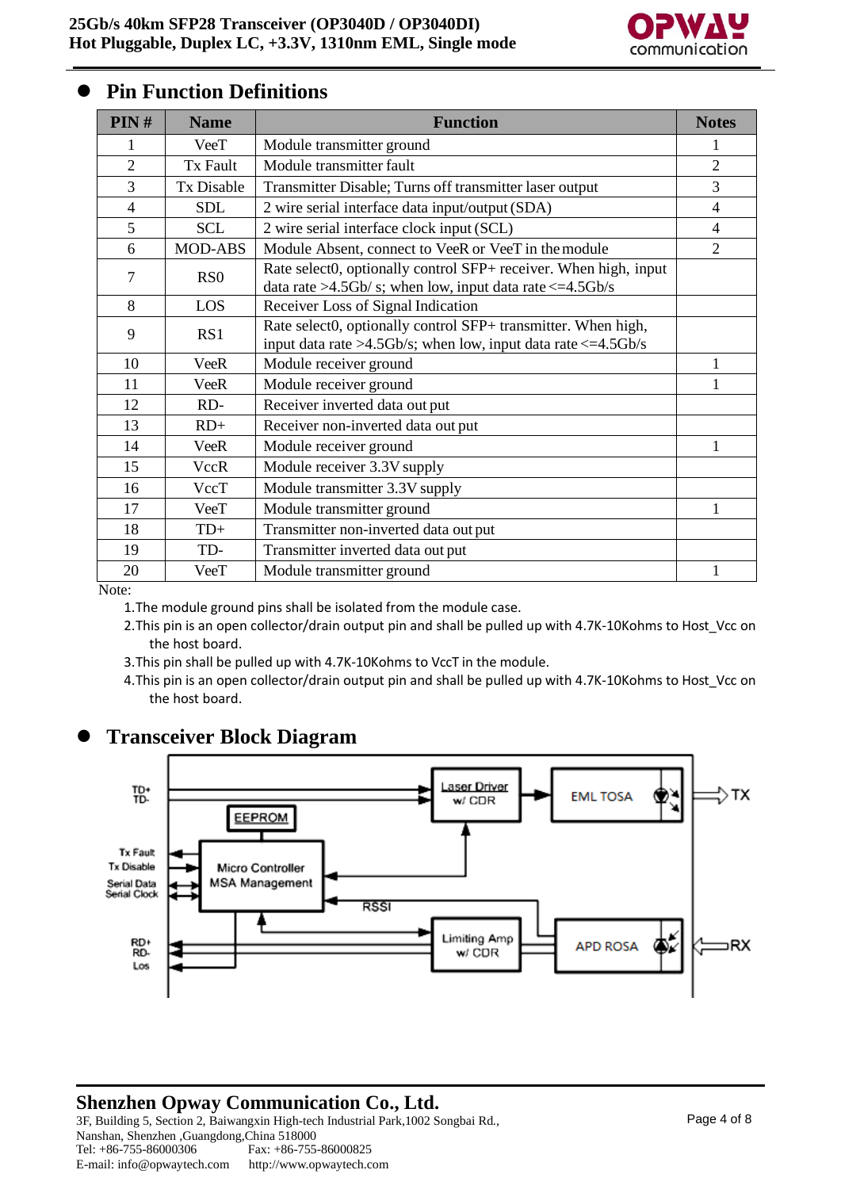## Pin Function Definitions

| PIN # | Name | Function | Notes |
|---|---|---|---|
| 1 | VeeT | Module transmitter ground | 1 |
| 2 | Tx Fault | Module transmitter fault | 2 |
| 3 | Tx Disable | Transmitter Disable; Turns off transmitter laser output | 3 |
| 4 | SDL | 2 wire serial interface data input/output (SDA) | 4 |
| 5 | SCL | 2 wire serial interface clock input (SCL) | 4 |
| 6 | MOD-ABS | Module Absent, connect to VeeR or VeeT in the module | 2 |
| 7 | RS0 | Rate select0, optionally control SFP+ receiver. When high, input data rate >4.5Gb/ s; when low, input data rate <=4.5Gb/s | |
| 8 | LOS | Receiver Loss of Signal Indication | |
| 9 | RS1 | Rate select0, optionally control SFP+ transmitter. When high, input data rate >4.5Gb/s; when low, input data rate <=4.5Gb/s | |
| 10 | VeeR | Module receiver ground | 1 |
| 11 | VeeR | Module receiver ground | 1 |
| 12 | RD- | Receiver inverted data out put | |
| 13 | RD+ | Receiver non-inverted data out put | |
| 14 | VeeR | Module receiver ground | 1 |
| 15 | VccR | Module receiver 3.3V supply | |
| 16 | VccT | Module transmitter 3.3V supply | |
| 17 | VeeT | Module transmitter ground | 1 |
| 18 | TD+ | Transmitter non-inverted data out put | |
| 19 | TD- | Transmitter inverted data out put | |
| 20 | VeeT | Module transmitter ground | 1 |

Note:

1. The module ground pins shall be isolated from the module case.
2. This pin is an open collector/drain output pin and shall be pulled up with 4.7K-10Kohms to Host_Vcc on the host board.
3. This pin shall be pulled up with 4.7K-10Kohms to VccT in the module.
4. This pin is an open collector/drain output pin and shall be pulled up with 4.7K-10Kohms to Host_Vcc on the host board.

## Transceiver Block Diagram

TD+ TD- | Laser Driver w/ CDR | EML TOSA | TX | EEPROM | Tx Fault | Tx Disable | Serial Data | Serial Clock | Micro Controller MSA Management | RSSI | RD+ RD- Los | Limiting Amp w/ CDR | APD ROSA | RX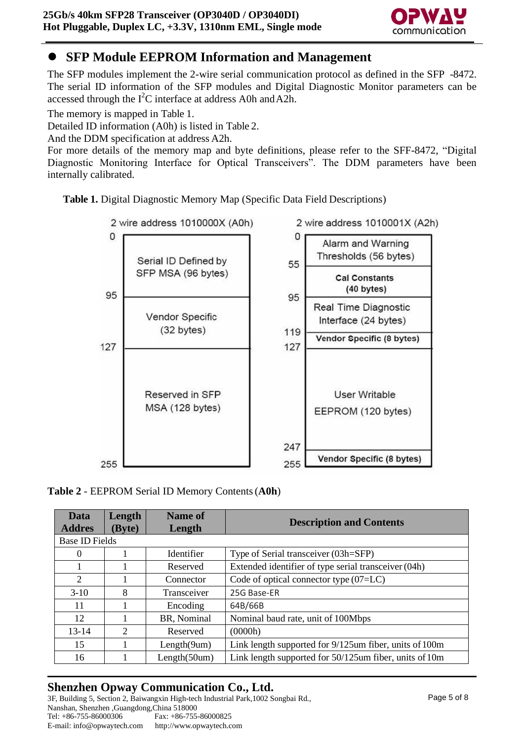## SFP Module EEPROM Information and Management

The SFP modules implement the 2-wire serial communication protocol as defined in the SFP -8472. The serial ID information of the SFP modules and Digital Diagnostic Monitor parameters can be accessed through the $I^2C$ interface at address A0h and A2h.

The memory is mapped in Table 1.

Detailed ID information (A0h) is listed in Table 2.

And the DDM specification at address A2h.

For more details of the memory map and byte definitions, please refer to the SFF-8472, "Digital Diagnostic Monitoring Interface for Optical Transceivers". The DDM parameters have been internally calibrated.

**Table 1.** Digital Diagnostic Memory Map (Specific Data Field Descriptions)

| 2 wire address 1010000X (A0h) | | 2 wire address 1010001X (A2h) | |
|---|---|---|---|
| 0–95 | Serial ID Defined by SFP MSA (96 bytes) | 0–55 | Alarm and Warning Thresholds (56 bytes) |
| | | 55–95 | Cal Constants (40 bytes) |
| 95–127 | Vendor Specific (32 bytes) | 95–119 | Real Time Diagnostic Interface (24 bytes) |
| | | 119–127 | Vendor Specific (8 bytes) |
| 127–255 | Reserved in SFP MSA (128 bytes) | 127–247 | User Writable EEPROM (120 bytes) |
| | | 247–255 | Vendor Specific (8 bytes) |

**Table 2** - EEPROM Serial ID Memory Contents (**A0h**)

| Data Addres | Length (Byte) | Name of Length | Description and Contents |
|---|---|---|---|
| Base ID Fields | | | |
| 0 | 1 | Identifier | Type of Serial transceiver (03h=SFP) |
| 1 | 1 | Reserved | Extended identifier of type serial transceiver (04h) |
| 2 | 1 | Connector | Code of optical connector type (07=LC) |
| 3-10 | 8 | Transceiver | 25G Base-ER |
| 11 | 1 | Encoding | 64B/66B |
| 12 | 1 | BR, Nominal | Nominal baud rate, unit of 100Mbps |
| 13-14 | 2 | Reserved | (0000h) |
| 15 | 1 | Length(9um) | Link length supported for 9/125um fiber, units of 100m |
| 16 | 1 | Length(50um) | Link length supported for 50/125um fiber, units of 10m |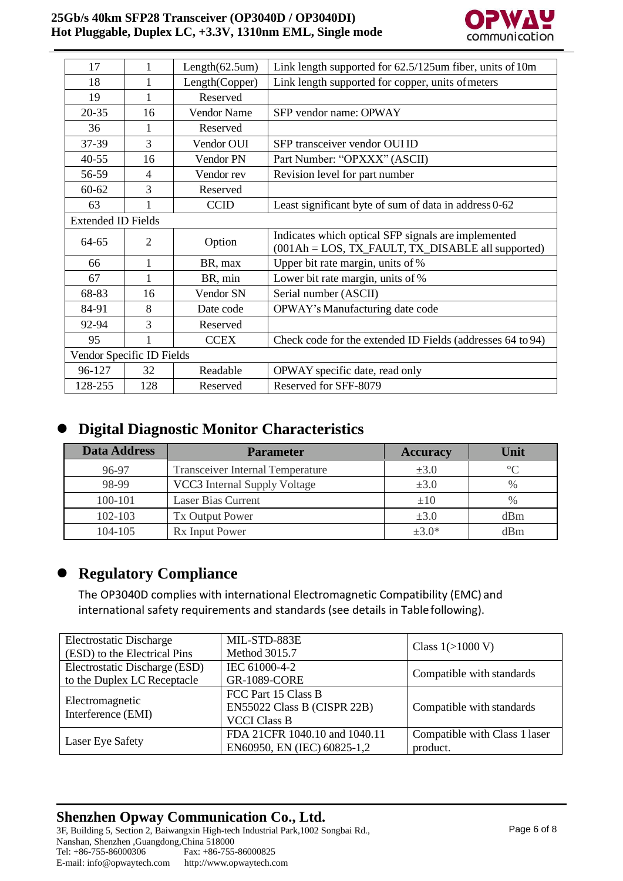| | | | |
|---|---|---|---|
| 17 | 1 | Length(62.5um) | Link length supported for 62.5/125um fiber, units of 10m |
| 18 | 1 | Length(Copper) | Link length supported for copper, units of meters |
| 19 | 1 | Reserved | |
| 20-35 | 16 | Vendor Name | SFP vendor name: OPWAY |
| 36 | 1 | Reserved | |
| 37-39 | 3 | Vendor OUI | SFP transceiver vendor OUI ID |
| 40-55 | 16 | Vendor PN | Part Number: "OPXXX" (ASCII) |
| 56-59 | 4 | Vendor rev | Revision level for part number |
| 60-62 | 3 | Reserved | |
| 63 | 1 | CCID | Least significant byte of sum of data in address 0-62 |
| Extended ID Fields | | | |
| 64-65 | 2 | Option | Indicates which optical SFP signals are implemented (001Ah = LOS, TX_FAULT, TX_DISABLE all supported) |
| 66 | 1 | BR, max | Upper bit rate margin, units of % |
| 67 | 1 | BR, min | Lower bit rate margin, units of % |
| 68-83 | 16 | Vendor SN | Serial number (ASCII) |
| 84-91 | 8 | Date code | OPWAY's Manufacturing date code |
| 92-94 | 3 | Reserved | |
| 95 | 1 | CCEX | Check code for the extended ID Fields (addresses 64 to 94) |
| Vendor Specific ID Fields | | | |
| 96-127 | 32 | Readable | OPWAY specific date, read only |
| 128-255 | 128 | Reserved | Reserved for SFF-8079 |

## Digital Diagnostic Monitor Characteristics

| Data Address | Parameter | Accuracy | Unit |
|---|---|---|---|
| 96-97 | Transceiver Internal Temperature | ±3.0 | °C |
| 98-99 | VCC3 Internal Supply Voltage | ±3.0 | % |
| 100-101 | Laser Bias Current | ±10 | % |
| 102-103 | Tx Output Power | ±3.0 | dBm |
| 104-105 | Rx Input Power | ±3.0* | dBm |

## Regulatory Compliance

The OP3040D complies with international Electromagnetic Compatibility (EMC) and international safety requirements and standards (see details in Table following).

| | | |
|---|---|---|
| Electrostatic Discharge (ESD) to the Electrical Pins | MIL-STD-883E Method 3015.7 | Class 1(>1000 V) |
| Electrostatic Discharge (ESD) to the Duplex LC Receptacle | IEC 61000-4-2 GR-1089-CORE | Compatible with standards |
| Electromagnetic Interference (EMI) | FCC Part 15 Class B EN55022 Class B (CISPR 22B) VCCI Class B | Compatible with standards |
| Laser Eye Safety | FDA 21CFR 1040.10 and 1040.11 EN60950, EN (IEC) 60825-1,2 | Compatible with Class 1 laser product. |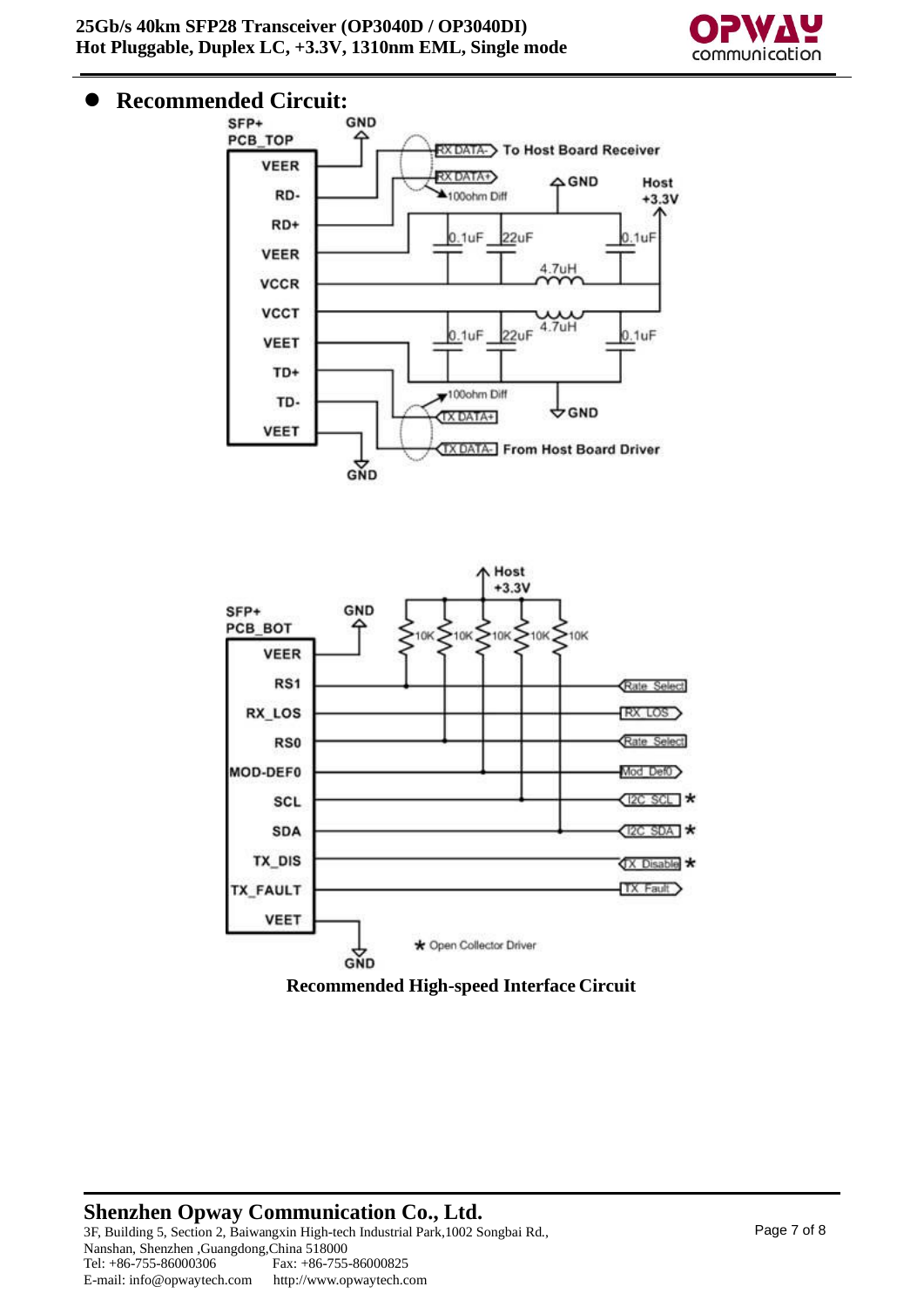## Recommended Circuit:

Recommended High-speed Interface Circuit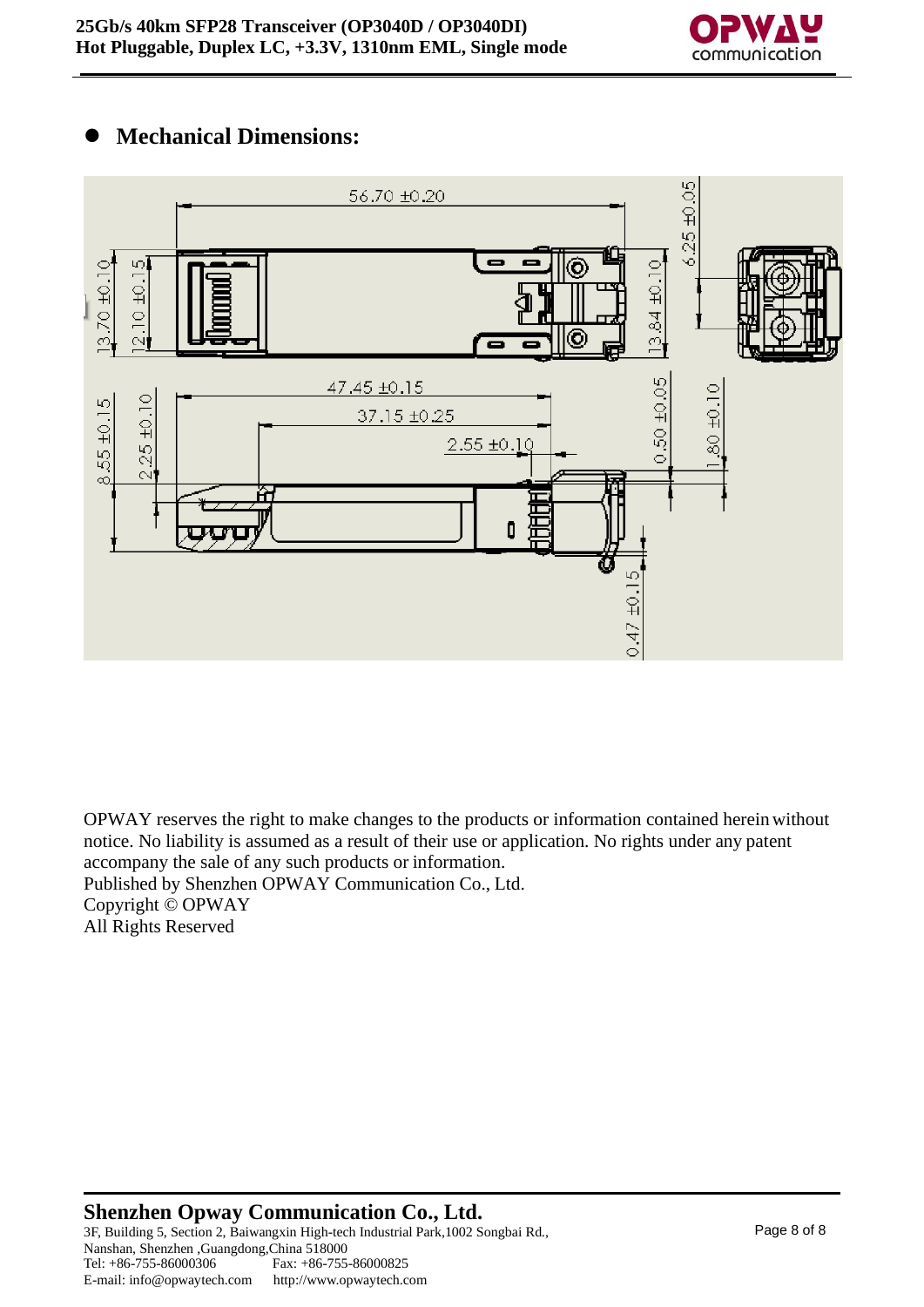## Mechanical Dimensions:

56.70 ±0.20
6.25 ±0.05
13.70 ±0.10
12.10 ±0.15
13.84 ±0.10
47.45 ±0.15
37.15 ±0.25
2.55 ±0.10
0.50 ±0.05
1.80 ±0.10
8.55 ±0.15
2.25 ±0.10
0.47 ±0.15

OPWAY reserves the right to make changes to the products or information contained herein without notice. No liability is assumed as a result of their use or application. No rights under any patent accompany the sale of any such products or information.
Published by Shenzhen OPWAY Communication Co., Ltd.
Copyright © OPWAY
All Rights Reserved

**Shenzhen Opway Communication Co., Ltd.**
3F, Building 5, Section 2, Baiwangxin High-tech Industrial Park,1002 Songbai Rd., Nanshan, Shenzhen ,Guangdong,China 518000
Tel: +86-755-86000306 Fax: +86-755-86000825
E-mail: info@opwaytech.com http://www.opwaytech.com